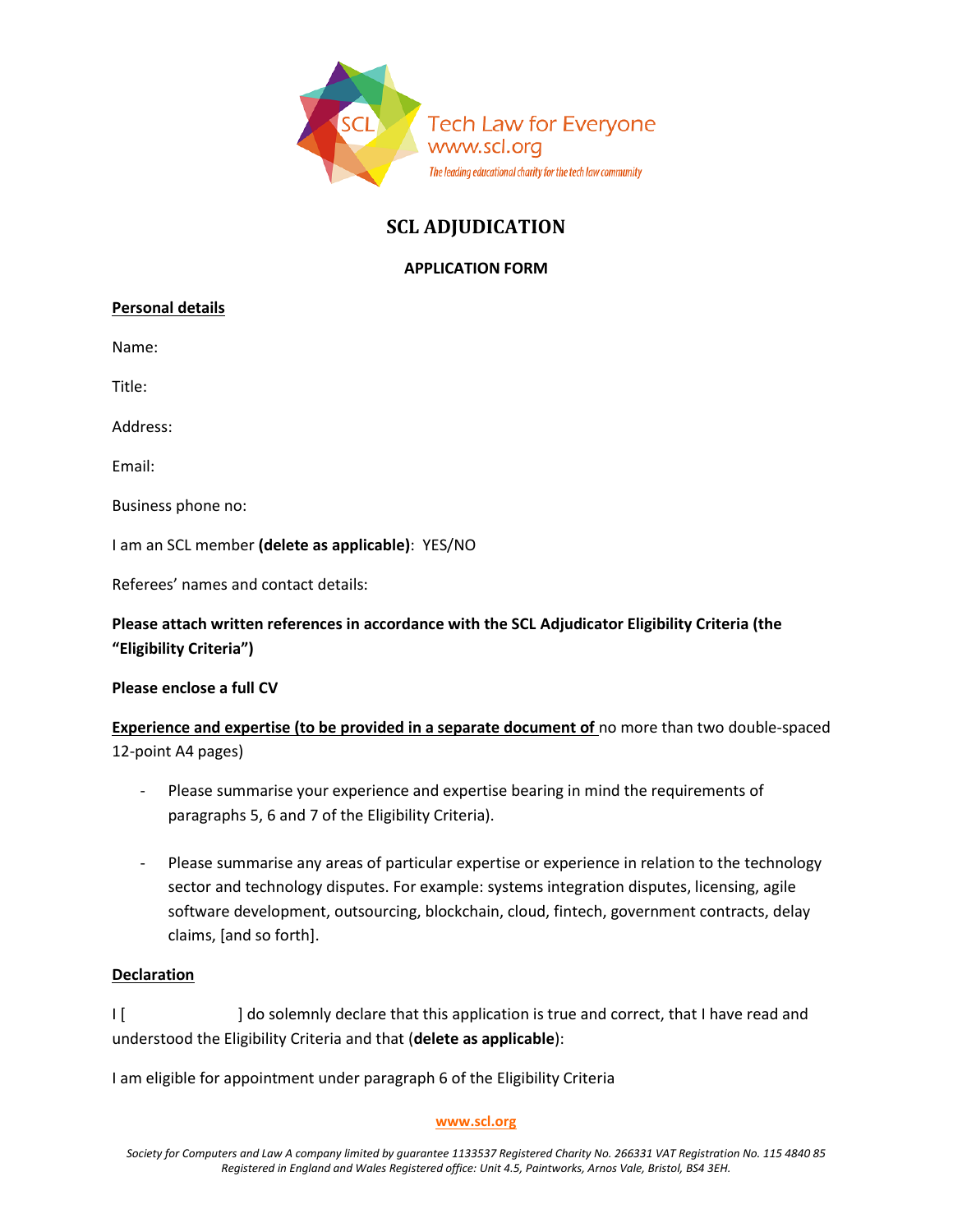Tech Law for Everyone
www.scl.org
*The leading educational charity for the tech law community*

# SCL ADJUDICATION

## APPLICATION FORM

**Personal details**

Name:

Title:

Address:

Email:

Business phone no:

I am an SCL member **(delete as applicable)**: YES/NO

Referees' names and contact details:

**Please attach written references in accordance with the SCL Adjudicator Eligibility Criteria (the "Eligibility Criteria")**

**Please enclose a full CV**

**Experience and expertise (to be provided in a separate document of** no more than two double-spaced 12-point A4 pages)

- Please summarise your experience and expertise bearing in mind the requirements of paragraphs 5, 6 and 7 of the Eligibility Criteria).

- Please summarise any areas of particular expertise or experience in relation to the technology sector and technology disputes. For example: systems integration disputes, licensing, agile software development, outsourcing, blockchain, cloud, fintech, government contracts, delay claims, [and so forth].

**Declaration**

I [                    ] do solemnly declare that this application is true and correct, that I have read and understood the Eligibility Criteria and that (**delete as applicable**):

I am eligible for appointment under paragraph 6 of the Eligibility Criteria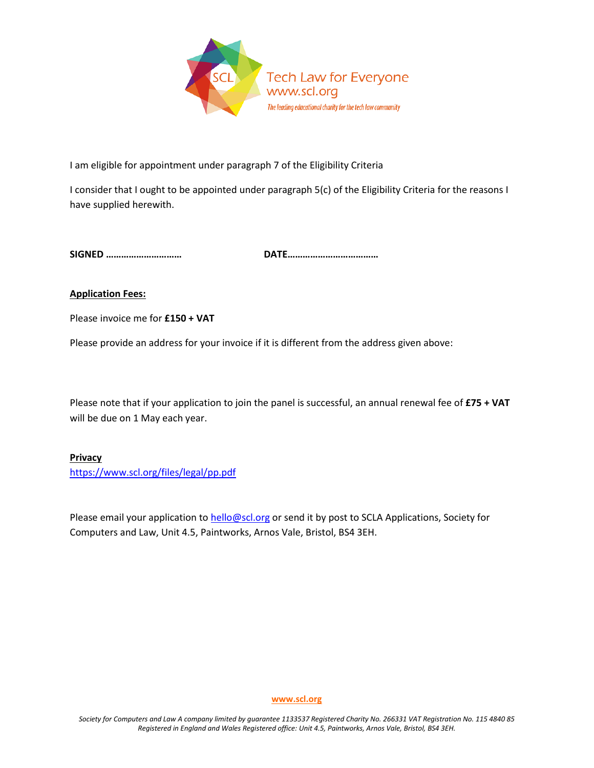Tech Law for Everyone
www.scl.org
*The leading educational charity for the tech law community*

I am eligible for appointment under paragraph 7 of the Eligibility Criteria

I consider that I ought to be appointed under paragraph 5(c) of the Eligibility Criteria for the reasons I have supplied herewith.

**SIGNED …………………………** **DATE………………………………**

**Application Fees:**

Please invoice me for **£150 + VAT**

Please provide an address for your invoice if it is different from the address given above:

Please note that if your application to join the panel is successful, an annual renewal fee of **£75 + VAT** will be due on 1 May each year.

**Privacy**
https://www.scl.org/files/legal/pp.pdf

Please email your application to hello@scl.org or send it by post to SCLA Applications, Society for Computers and Law, Unit 4.5, Paintworks, Arnos Vale, Bristol, BS4 3EH.

**www.scl.org**

*Society for Computers and Law A company limited by guarantee 1133537 Registered Charity No. 266331 VAT Registration No. 115 4840 85 Registered in England and Wales Registered office: Unit 4.5, Paintworks, Arnos Vale, Bristol, BS4 3EH.*